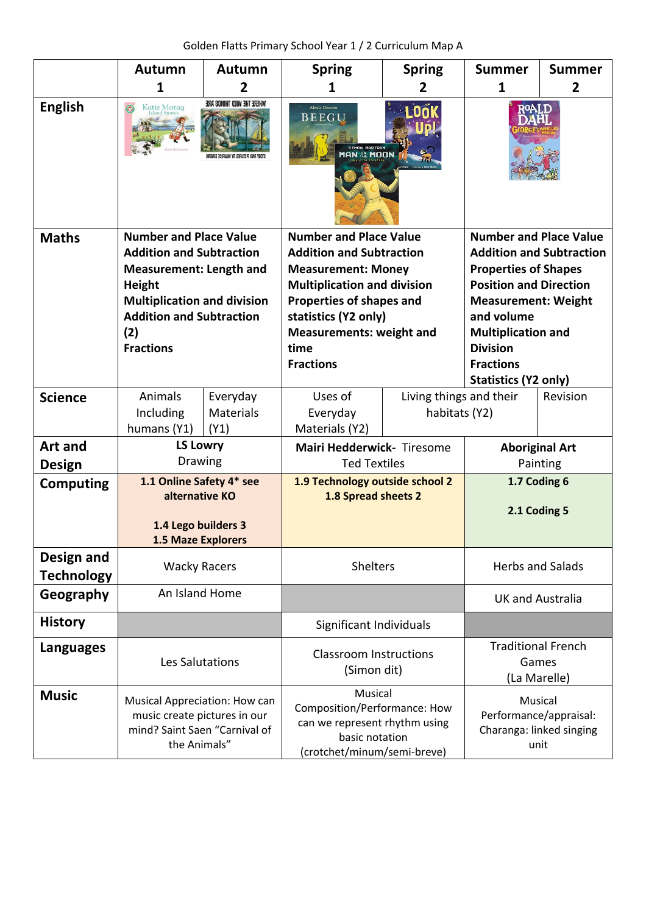Golden Flatts Primary School Year 1 / 2 Curriculum Map A

| | Autumn 1 | Autumn 2 | Spring 1 | Spring 2 | Summer 1 | Summer 2 |
|---|---|---|---|---|---|---|
| **English** | Katie Morag Island Stories | Where the Wild Things Are | Beegu; Man on the Moon | Look Up! | Roald Dahl George's Marvellous Medicine | |
| **Maths** | **Number and Place Value<br>Addition and Subtraction<br>Measurement: Length and Height<br>Multiplication and division<br>Addition and Subtraction (2)<br>Fractions** | | **Number and Place Value<br>Addition and Subtraction<br>Measurement: Money<br>Multiplication and division<br>Properties of shapes and statistics (Y2 only)<br>Measurements: weight and time<br>Fractions** | | **Number and Place Value<br>Addition and Subtraction<br>Properties of Shapes<br>Position and Direction<br>Measurement: Weight and volume<br>Multiplication and Division<br>Fractions<br>Statistics (Y2 only)** | |
| **Science** | Animals Including humans (Y1) | Everyday Materials (Y1) | Uses of Everyday Materials (Y2) | Living things and their habitats (Y2) | | Revision |
| **Art and Design** | **LS Lowry**<br>Drawing | | **Mairi Hedderwick-** Tiresome Ted Textiles | | **Aboriginal Art**<br>Painting | |
| **Computing** | **1.1 Online Safety 4* see alternative KO<br><br>1.4 Lego builders 3<br>1.5 Maze Explorers** | | **1.9 Technology outside school 2<br>1.8 Spread sheets 2** | | **1.7 Coding 6<br><br>2.1 Coding 5** | |
| **Design and Technology** | Wacky Racers | | Shelters | | Herbs and Salads | |
| **Geography** | An Island Home | | | | UK and Australia | |
| **History** | | | Significant Individuals | | | |
| **Languages** | Les Salutations | | Classroom Instructions (Simon dit) | | Traditional French Games (La Marelle) | |
| **Music** | Musical Appreciation: How can music create pictures in our mind? Saint Saen "Carnival of the Animals" | | Musical Composition/Performance: How can we represent rhythm using basic notation (crotchet/minum/semi-breve) | | Musical Performance/appraisal: Charanga: linked singing unit | |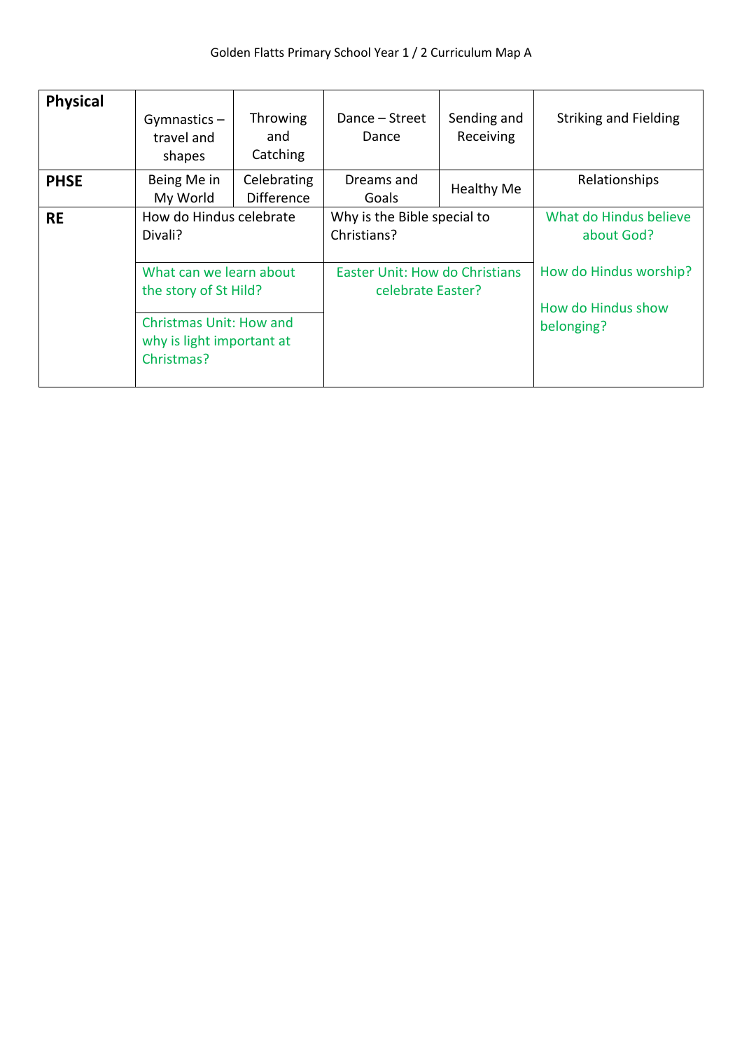Golden Flatts Primary School Year 1 / 2 Curriculum Map A

| | | | | | |
|---|---|---|---|---|---|
| **Physical** | Gymnastics – travel and shapes | Throwing and Catching | Dance – Street Dance | Sending and Receiving | Striking and Fielding |
| **PHSE** | Being Me in My World | Celebrating Difference | Dreams and Goals | Healthy Me | Relationships |
| **RE** | How do Hindus celebrate Divali?<br><br>What can we learn about the story of St Hild?<br><br>Christmas Unit: How and why is light important at Christmas? | | Why is the Bible special to Christians?<br><br>Easter Unit: How do Christians celebrate Easter? | | What do Hindus believe about God?<br><br>How do Hindus worship?<br><br>How do Hindus show belonging? |